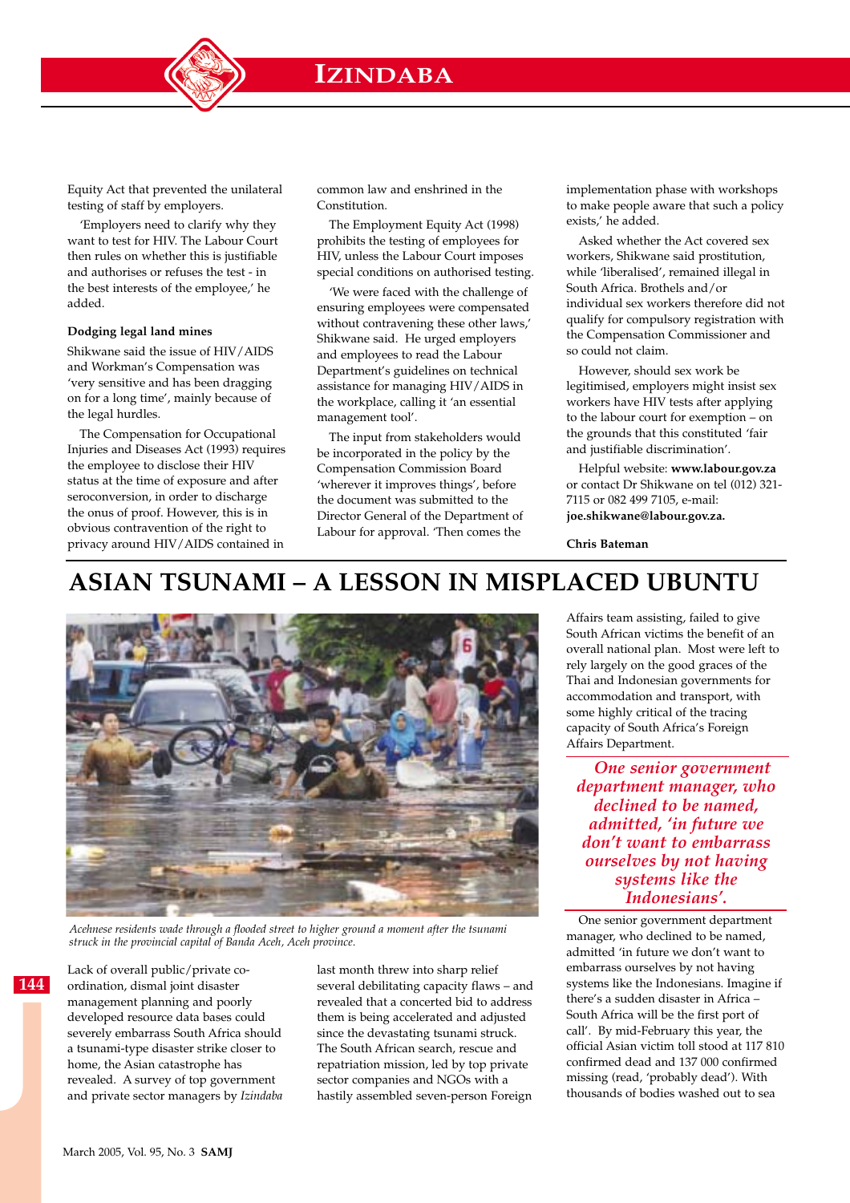Equity Act that prevented the unilateral testing of staff by employers.

'Employers need to clarify why they want to test for HIV. The Labour Court then rules on whether this is justifiable and authorises or refuses the test - in the best interests of the employee,' he added.

**Dodging legal land mines**

Shikwane said the issue of HIV/AIDS and Workman's Compensation was 'very sensitive and has been dragging on for a long time', mainly because of the legal hurdles.

The Compensation for Occupational Injuries and Diseases Act (1993) requires the employee to disclose their HIV status at the time of exposure and after seroconversion, in order to discharge the onus of proof. However, this is in obvious contravention of the right to privacy around HIV/AIDS contained in common law and enshrined in the Constitution.

The Employment Equity Act (1998) prohibits the testing of employees for HIV, unless the Labour Court imposes special conditions on authorised testing.

'We were faced with the challenge of ensuring employees were compensated without contravening these other laws,' Shikwane said. He urged employers and employees to read the Labour Department's guidelines on technical assistance for managing HIV/AIDS in the workplace, calling it 'an essential management tool'.

The input from stakeholders would be incorporated in the policy by the Compensation Commission Board 'wherever it improves things', before the document was submitted to the Director General of the Department of Labour for approval. 'Then comes the implementation phase with workshops to make people aware that such a policy exists,' he added.

Asked whether the Act covered sex workers, Shikwane said prostitution, while 'liberalised', remained illegal in South Africa. Brothels and/or individual sex workers therefore did not qualify for compulsory registration with the Compensation Commissioner and so could not claim.

However, should sex work be legitimised, employers might insist sex workers have HIV tests after applying to the labour court for exemption – on the grounds that this constituted 'fair and justifiable discrimination'.

Helpful website: **www.labour.gov.za** or contact Dr Shikwane on tel (012) 321-7115 or 082 499 7105, e-mail: **joe.shikwane@labour.gov.za.**

**Chris Bateman**

# ASIAN TSUNAMI – A LESSON IN MISPLACED UBUNTU

*Acehnese residents wade through a flooded street to higher ground a moment after the tsunami struck in the provincial capital of Banda Aceh, Aceh province.*

Lack of overall public/private co-ordination, dismal joint disaster management planning and poorly developed resource data bases could severely embarrass South Africa should a tsunami-type disaster strike closer to home, the Asian catastrophe has revealed. A survey of top government and private sector managers by *Izindaba* last month threw into sharp relief several debilitating capacity flaws – and revealed that a concerted bid to address them is being accelerated and adjusted since the devastating tsunami struck. The South African search, rescue and repatriation mission, led by top private sector companies and NGOs with a hastily assembled seven-person Foreign Affairs team assisting, failed to give South African victims the benefit of an overall national plan. Most were left to rely largely on the good graces of the Thai and Indonesian governments for accommodation and transport, with some highly critical of the tracing capacity of South Africa's Foreign Affairs Department.

> *One senior government department manager, who declined to be named, admitted, 'in future we don't want to embarrass ourselves by not having systems like the Indonesians'.*

One senior government department manager, who declined to be named, admitted 'in future we don't want to embarrass ourselves by not having systems like the Indonesians. Imagine if there's a sudden disaster in Africa – South Africa will be the first port of call'. By mid-February this year, the official Asian victim toll stood at 117 810 confirmed dead and 137 000 confirmed missing (read, 'probably dead'). With thousands of bodies washed out to sea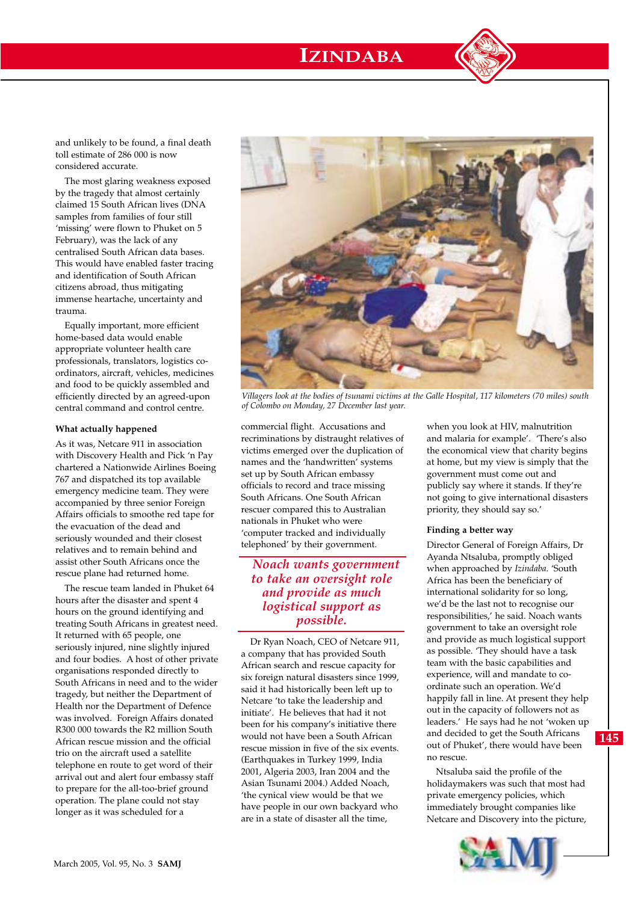and unlikely to be found, a final death toll estimate of 286 000 is now considered accurate.

The most glaring weakness exposed by the tragedy that almost certainly claimed 15 South African lives (DNA samples from families of four still 'missing' were flown to Phuket on 5 February), was the lack of any centralised South African data bases. This would have enabled faster tracing and identification of South African citizens abroad, thus mitigating immense heartache, uncertainty and trauma.

Equally important, more efficient home-based data would enable appropriate volunteer health care professionals, translators, logistics co-ordinators, aircraft, vehicles, medicines and food to be quickly assembled and efficiently directed by an agreed-upon central command and control centre.

*Villagers look at the bodies of tsunami victims at the Galle Hospital, 117 kilometers (70 miles) south of Colombo on Monday, 27 December last year.*

**What actually happened**

As it was, Netcare 911 in association with Discovery Health and Pick 'n Pay chartered a Nationwide Airlines Boeing 767 and dispatched its top available emergency medicine team. They were accompanied by three senior Foreign Affairs officials to smoothe red tape for the evacuation of the dead and seriously wounded and their closest relatives and to remain behind and assist other South Africans once the rescue plane had returned home.

The rescue team landed in Phuket 64 hours after the disaster and spent 4 hours on the ground identifying and treating South Africans in greatest need. It returned with 65 people, one seriously injured, nine slightly injured and four bodies. A host of other private organisations responded directly to South Africans in need and to the wider tragedy, but neither the Department of Health nor the Department of Defence was involved. Foreign Affairs donated R300 000 towards the R2 million South African rescue mission and the official trio on the aircraft used a satellite telephone en route to get word of their arrival out and alert four embassy staff to prepare for the all-too-brief ground operation. The plane could not stay longer as it was scheduled for a commercial flight. Accusations and recriminations by distraught relatives of victims emerged over the duplication of names and the 'handwritten' systems set up by South African embassy officials to record and trace missing South Africans. One South African rescuer compared this to Australian nationals in Phuket who were 'computer tracked and individually telephoned' by their government.

*Noach wants government to take an oversight role and provide as much logistical support as possible.*

Dr Ryan Noach, CEO of Netcare 911, a company that has provided South African search and rescue capacity for six foreign natural disasters since 1999, said it had historically been left up to Netcare 'to take the leadership and initiate'. He believes that had it not been for his company's initiative there would not have been a South African rescue mission in five of the six events. (Earthquakes in Turkey 1999, India 2001, Algeria 2003, Iran 2004 and the Asian Tsunami 2004.) Added Noach, 'the cynical view would be that we have people in our own backyard who are in a state of disaster all the time, when you look at HIV, malnutrition and malaria for example'. 'There's also the economical view that charity begins at home, but my view is simply that the government must come out and publicly say where it stands. If they're not going to give international disasters priority, they should say so.'

**Finding a better way**

Director General of Foreign Affairs, Dr Ayanda Ntsaluba, promptly obliged when approached by *Izindaba*. 'South Africa has been the beneficiary of international solidarity for so long, we'd be the last not to recognise our responsibilities,' he said. Noach wants government to take an oversight role and provide as much logistical support as possible. 'They should have a task team with the basic capabilities and experience, and mandate to co-ordinate such an operation. We'd happily fall in line. At present they help out in the capacity of followers not as leaders.' He says had he not 'woken up and decided to get the South Africans out of Phuket', there would have been no rescue.

Ntsaluba said the profile of the holidaymakers was such that most had private emergency policies, which immediately brought companies like Netcare and Discovery into the picture,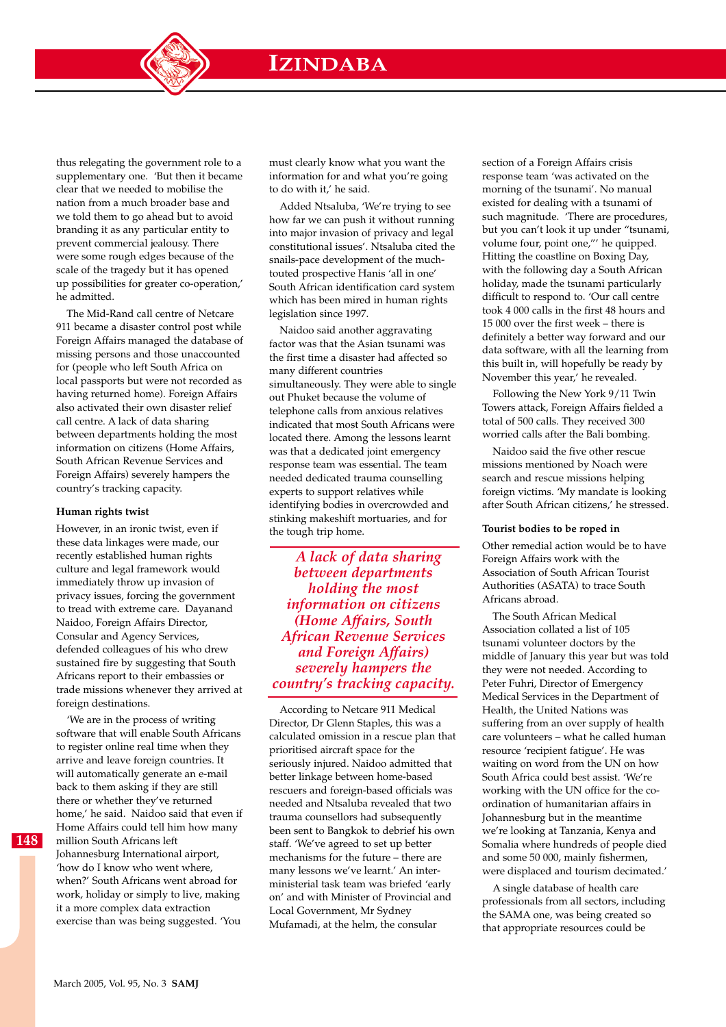thus relegating the government role to a supplementary one. 'But then it became clear that we needed to mobilise the nation from a much broader base and we told them to go ahead but to avoid branding it as any particular entity to prevent commercial jealousy. There were some rough edges because of the scale of the tragedy but it has opened up possibilities for greater co-operation,' he admitted.

The Mid-Rand call centre of Netcare 911 became a disaster control post while Foreign Affairs managed the database of missing persons and those unaccounted for (people who left South Africa on local passports but were not recorded as having returned home). Foreign Affairs also activated their own disaster relief call centre. A lack of data sharing between departments holding the most information on citizens (Home Affairs, South African Revenue Services and Foreign Affairs) severely hampers the country's tracking capacity.

#### Human rights twist

However, in an ironic twist, even if these data linkages were made, our recently established human rights culture and legal framework would immediately throw up invasion of privacy issues, forcing the government to tread with extreme care. Dayanand Naidoo, Foreign Affairs Director, Consular and Agency Services, defended colleagues of his who drew sustained fire by suggesting that South Africans report to their embassies or trade missions whenever they arrived at foreign destinations.

'We are in the process of writing software that will enable South Africans to register online real time when they arrive and leave foreign countries. It will automatically generate an e-mail back to them asking if they are still there or whether they've returned home,' he said. Naidoo said that even if Home Affairs could tell him how many million South Africans left Johannesburg International airport, 'how do I know who went where, when?' South Africans went abroad for work, holiday or simply to live, making it a more complex data extraction exercise than was being suggested. 'You must clearly know what you want the information for and what you're going to do with it,' he said.

Added Ntsaluba, 'We're trying to see how far we can push it without running into major invasion of privacy and legal constitutional issues'. Ntsaluba cited the snails-pace development of the much-touted prospective Hanis 'all in one' South African identification card system which has been mired in human rights legislation since 1997.

Naidoo said another aggravating factor was that the Asian tsunami was the first time a disaster had affected so many different countries simultaneously. They were able to single out Phuket because the volume of telephone calls from anxious relatives indicated that most South Africans were located there. Among the lessons learnt was that a dedicated joint emergency response team was essential. The team needed dedicated trauma counselling experts to support relatives while identifying bodies in overcrowded and stinking makeshift mortuaries, and for the tough trip home.

> *A lack of data sharing between departments holding the most information on citizens (Home Affairs, South African Revenue Services and Foreign Affairs) severely hampers the country's tracking capacity.*

According to Netcare 911 Medical Director, Dr Glenn Staples, this was a calculated omission in a rescue plan that prioritised aircraft space for the seriously injured. Naidoo admitted that better linkage between home-based rescuers and foreign-based officials was needed and Ntsaluba revealed that two trauma counsellors had subsequently been sent to Bangkok to debrief his own staff. 'We've agreed to set up better mechanisms for the future – there are many lessons we've learnt.' An inter-ministerial task team was briefed 'early on' and with Minister of Provincial and Local Government, Mr Sydney Mufamadi, at the helm, the consular section of a Foreign Affairs crisis response team 'was activated on the morning of the tsunami'. No manual existed for dealing with a tsunami of such magnitude. 'There are procedures, but you can't look it up under "tsunami, volume four, point one,"' he quipped. Hitting the coastline on Boxing Day, with the following day a South African holiday, made the tsunami particularly difficult to respond to. 'Our call centre took 4 000 calls in the first 48 hours and 15 000 over the first week – there is definitely a better way forward and our data software, with all the learning from this built in, will hopefully be ready by November this year,' he revealed.

Following the New York 9/11 Twin Towers attack, Foreign Affairs fielded a total of 500 calls. They received 300 worried calls after the Bali bombing.

Naidoo said the five other rescue missions mentioned by Noach were search and rescue missions helping foreign victims. 'My mandate is looking after South African citizens,' he stressed.

#### Tourist bodies to be roped in

Other remedial action would be to have Foreign Affairs work with the Association of South African Tourist Authorities (ASATA) to trace South Africans abroad.

The South African Medical Association collated a list of 105 tsunami volunteer doctors by the middle of January this year but was told they were not needed. According to Peter Fuhri, Director of Emergency Medical Services in the Department of Health, the United Nations was suffering from an over supply of health care volunteers – what he called human resource 'recipient fatigue'. He was waiting on word from the UN on how South Africa could best assist. 'We're working with the UN office for the co-ordination of humanitarian affairs in Johannesburg but in the meantime we're looking at Tanzania, Kenya and Somalia where hundreds of people died and some 50 000, mainly fishermen, were displaced and tourism decimated.'

A single database of health care professionals from all sectors, including the SAMA one, was being created so that appropriate resources could be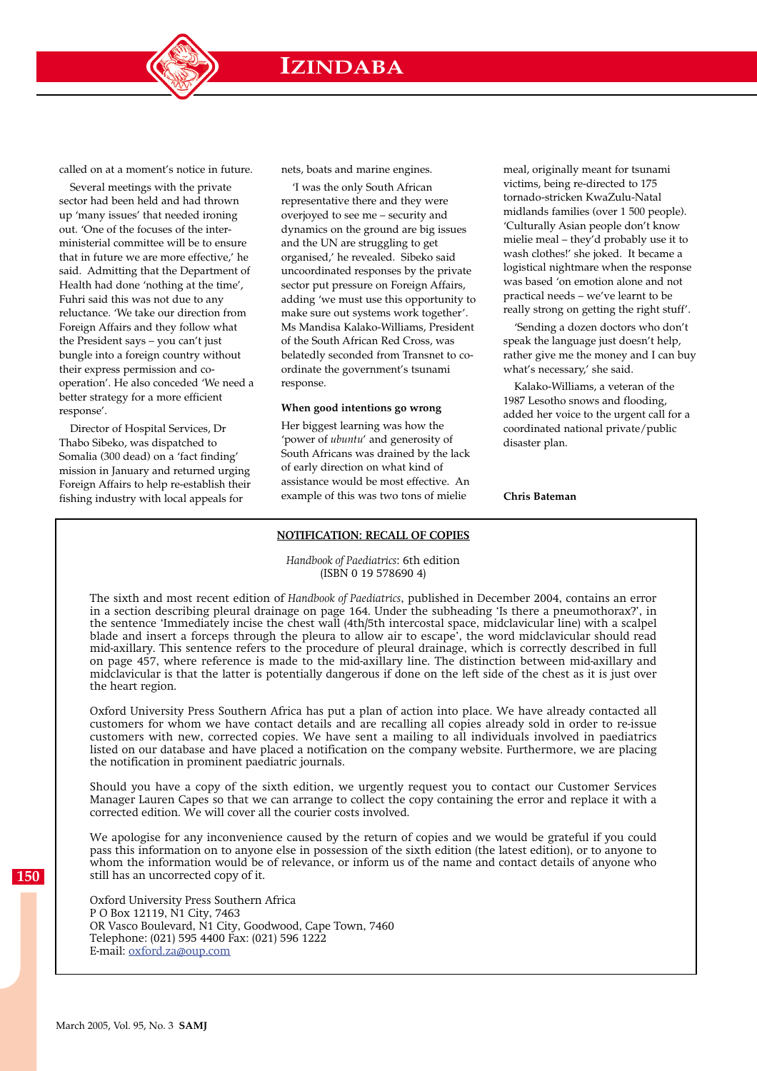called on at a moment's notice in future.

Several meetings with the private sector had been held and had thrown up 'many issues' that needed ironing out. 'One of the focuses of the inter-ministerial committee will be to ensure that in future we are more effective,' he said. Admitting that the Department of Health had done 'nothing at the time', Fuhri said this was not due to any reluctance. 'We take our direction from Foreign Affairs and they follow what the President says – you can't just bungle into a foreign country without their express permission and co-operation'. He also conceded 'We need a better strategy for a more efficient response'.

Director of Hospital Services, Dr Thabo Sibeko, was dispatched to Somalia (300 dead) on a 'fact finding' mission in January and returned urging Foreign Affairs to help re-establish their fishing industry with local appeals for nets, boats and marine engines.

'I was the only South African representative there and they were overjoyed to see me – security and dynamics on the ground are big issues and the UN are struggling to get organised,' he revealed. Sibeko said uncoordinated responses by the private sector put pressure on Foreign Affairs, adding 'we must use this opportunity to make sure out systems work together'. Ms Mandisa Kalako-Williams, President of the South African Red Cross, was belatedly seconded from Transnet to co-ordinate the government's tsunami response.

### When good intentions go wrong

Her biggest learning was how the 'power of *ubuntu*' and generosity of South Africans was drained by the lack of early direction on what kind of assistance would be most effective. An example of this was two tons of mielie meal, originally meant for tsunami victims, being re-directed to 175 tornado-stricken KwaZulu-Natal midlands families (over 1 500 people). 'Culturally Asian people don't know mielie meal – they'd probably use it to wash clothes!' she joked. It became a logistical nightmare when the response was based 'on emotion alone and not practical needs – we've learnt to be really strong on getting the right stuff'.

'Sending a dozen doctors who don't speak the language just doesn't help, rather give me the money and I can buy what's necessary,' she said.

Kalako-Williams, a veteran of the 1987 Lesotho snows and flooding, added her voice to the urgent call for a coordinated national private/public disaster plan.

**Chris Bateman**

---

**NOTIFICATION: RECALL OF COPIES**

*Handbook of Paediatrics*: 6th edition
(ISBN 0 19 578690 4)

The sixth and most recent edition of *Handbook of Paediatrics*, published in December 2004, contains an error in a section describing pleural drainage on page 164. Under the subheading 'Is there a pneumothorax?', in the sentence 'Immediately incise the chest wall (4th/5th intercostal space, midclavicular line) with a scalpel blade and insert a forceps through the pleura to allow air to escape', the word midclavicular should read mid-axillary. This sentence refers to the procedure of pleural drainage, which is correctly described in full on page 457, where reference is made to the mid-axillary line. The distinction between mid-axillary and midclavicular is that the latter is potentially dangerous if done on the left side of the chest as it is just over the heart region.

Oxford University Press Southern Africa has put a plan of action into place. We have already contacted all customers for whom we have contact details and are recalling all copies already sold in order to re-issue customers with new, corrected copies. We have sent a mailing to all individuals involved in paediatrics listed on our database and have placed a notification on the company website. Furthermore, we are placing the notification in prominent paediatric journals.

Should you have a copy of the sixth edition, we urgently request you to contact our Customer Services Manager Lauren Capes so that we can arrange to collect the copy containing the error and replace it with a corrected edition. We will cover all the courier costs involved.

We apologise for any inconvenience caused by the return of copies and we would be grateful if you could pass this information on to anyone else in possession of the sixth edition (the latest edition), or to anyone to whom the information would be of relevance, or inform us of the name and contact details of anyone who still has an uncorrected copy of it.

Oxford University Press Southern Africa
P O Box 12119, N1 City, 7463
OR Vasco Boulevard, N1 City, Goodwood, Cape Town, 7460
Telephone: (021) 595 4400 Fax: (021) 596 1222
E-mail: oxford.za@oup.com